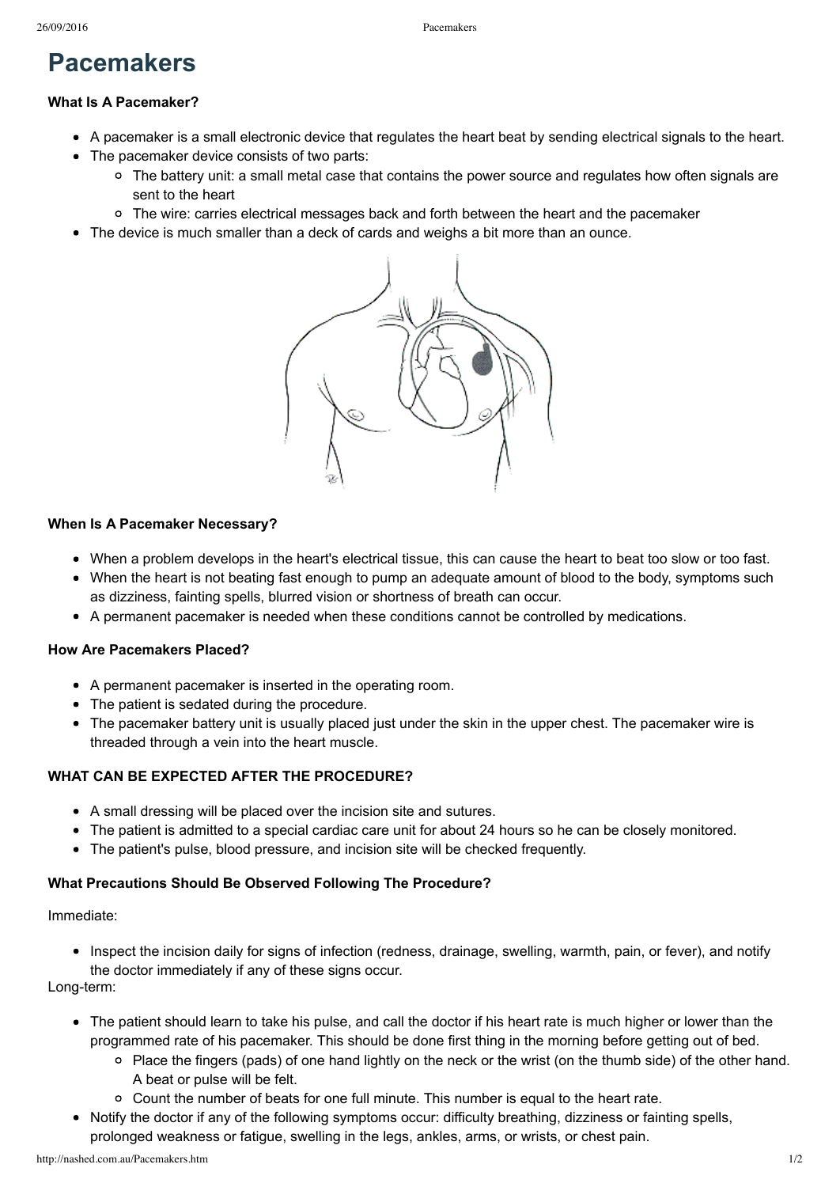# Pacemakers

**What Is A Pacemaker?**

- A pacemaker is a small electronic device that regulates the heart beat by sending electrical signals to the heart.
- The pacemaker device consists of two parts:
  - The battery unit: a small metal case that contains the power source and regulates how often signals are sent to the heart
  - The wire: carries electrical messages back and forth between the heart and the pacemaker
- The device is much smaller than a deck of cards and weighs a bit more than an ounce.

**When Is A Pacemaker Necessary?**

- When a problem develops in the heart's electrical tissue, this can cause the heart to beat too slow or too fast.
- When the heart is not beating fast enough to pump an adequate amount of blood to the body, symptoms such as dizziness, fainting spells, blurred vision or shortness of breath can occur.
- A permanent pacemaker is needed when these conditions cannot be controlled by medications.

**How Are Pacemakers Placed?**

- A permanent pacemaker is inserted in the operating room.
- The patient is sedated during the procedure.
- The pacemaker battery unit is usually placed just under the skin in the upper chest. The pacemaker wire is threaded through a vein into the heart muscle.

**WHAT CAN BE EXPECTED AFTER THE PROCEDURE?**

- A small dressing will be placed over the incision site and sutures.
- The patient is admitted to a special cardiac care unit for about 24 hours so he can be closely monitored.
- The patient's pulse, blood pressure, and incision site will be checked frequently.

**What Precautions Should Be Observed Following The Procedure?**

Immediate:

- Inspect the incision daily for signs of infection (redness, drainage, swelling, warmth, pain, or fever), and notify the doctor immediately if any of these signs occur.

Long-term:

- The patient should learn to take his pulse, and call the doctor if his heart rate is much higher or lower than the programmed rate of his pacemaker. This should be done first thing in the morning before getting out of bed.
  - Place the fingers (pads) of one hand lightly on the neck or the wrist (on the thumb side) of the other hand. A beat or pulse will be felt.
  - Count the number of beats for one full minute. This number is equal to the heart rate.
- Notify the doctor if any of the following symptoms occur: difficulty breathing, dizziness or fainting spells, prolonged weakness or fatigue, swelling in the legs, ankles, arms, or wrists, or chest pain.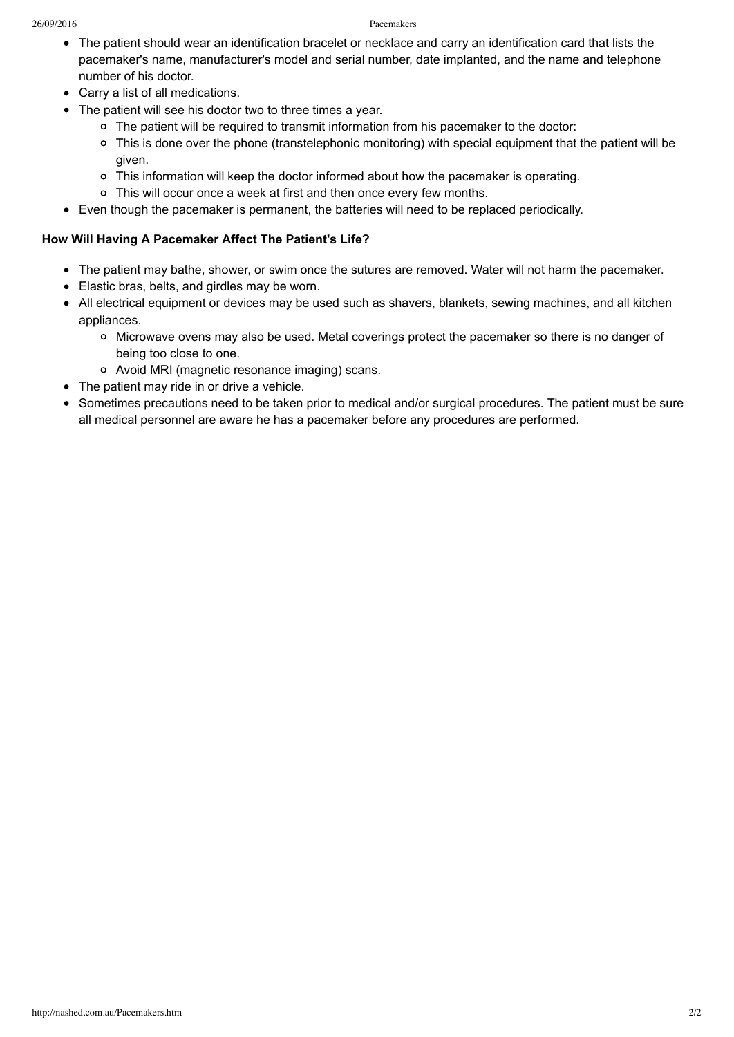- The patient should wear an identification bracelet or necklace and carry an identification card that lists the pacemaker's name, manufacturer's model and serial number, date implanted, and the name and telephone number of his doctor.
- Carry a list of all medications.
- The patient will see his doctor two to three times a year.
  - The patient will be required to transmit information from his pacemaker to the doctor:
  - This is done over the phone (transtelephonic monitoring) with special equipment that the patient will be given.
  - This information will keep the doctor informed about how the pacemaker is operating.
  - This will occur once a week at first and then once every few months.
- Even though the pacemaker is permanent, the batteries will need to be replaced periodically.

**How Will Having A Pacemaker Affect The Patient's Life?**

- The patient may bathe, shower, or swim once the sutures are removed. Water will not harm the pacemaker.
- Elastic bras, belts, and girdles may be worn.
- All electrical equipment or devices may be used such as shavers, blankets, sewing machines, and all kitchen appliances.
  - Microwave ovens may also be used. Metal coverings protect the pacemaker so there is no danger of being too close to one.
  - Avoid MRI (magnetic resonance imaging) scans.
- The patient may ride in or drive a vehicle.
- Sometimes precautions need to be taken prior to medical and/or surgical procedures. The patient must be sure all medical personnel are aware he has a pacemaker before any procedures are performed.